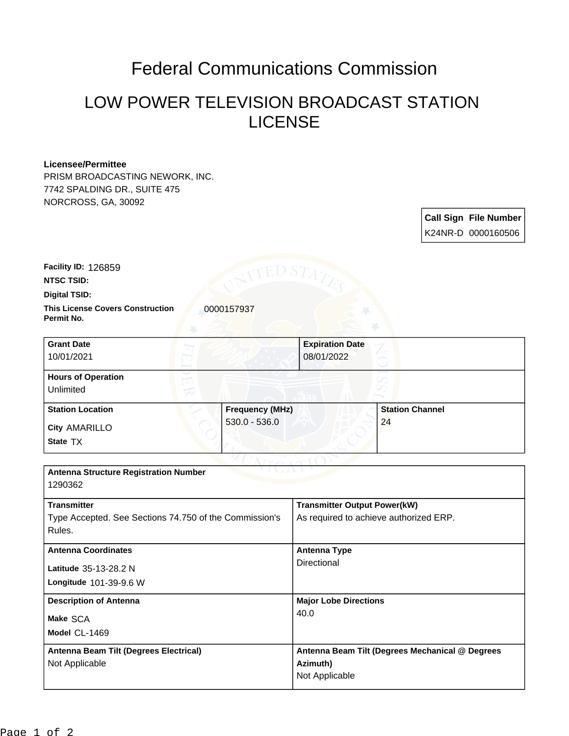# Federal Communications Commission

## LOW POWER TELEVISION BROADCAST STATION LICENSE

**Licensee/Permittee**
PRISM BROADCASTING NEWORK, INC.
7742 SPALDING DR., SUITE 475
NORCROSS, GA, 30092

| Call Sign | File Number |
| --- | --- |
| K24NR-D | 0000160506 |

**Facility ID:** 126859
**NTSC TSID:**
**Digital TSID:**
**This License Covers Construction Permit No.** 0000157937

| Grant Date | Expiration Date |
| --- | --- |
| 10/01/2021 | 08/01/2022 |

**Hours of Operation**
Unlimited

| Station Location | Frequency (MHz) | Station Channel |
| --- | --- | --- |
| City AMARILLO<br>State TX | 530.0 - 536.0 | 24 |

**Antenna Structure Registration Number**
1290362

| Transmitter | Transmitter Output Power(kW) |
| --- | --- |
| Type Accepted. See Sections 74.750 of the Commission's Rules. | As required to achieve authorized ERP. |

| Antenna Coordinates | Antenna Type |
| --- | --- |
| Latitude 35-13-28.2 N<br>Longitude 101-39-9.6 W | Directional |

| Description of Antenna | Major Lobe Directions |
| --- | --- |
| Make SCA<br>Model CL-1469 | 40.0 |

| Antenna Beam Tilt (Degrees Electrical) | Antenna Beam Tilt (Degrees Mechanical @ Degrees Azimuth) |
| --- | --- |
| Not Applicable | Not Applicable |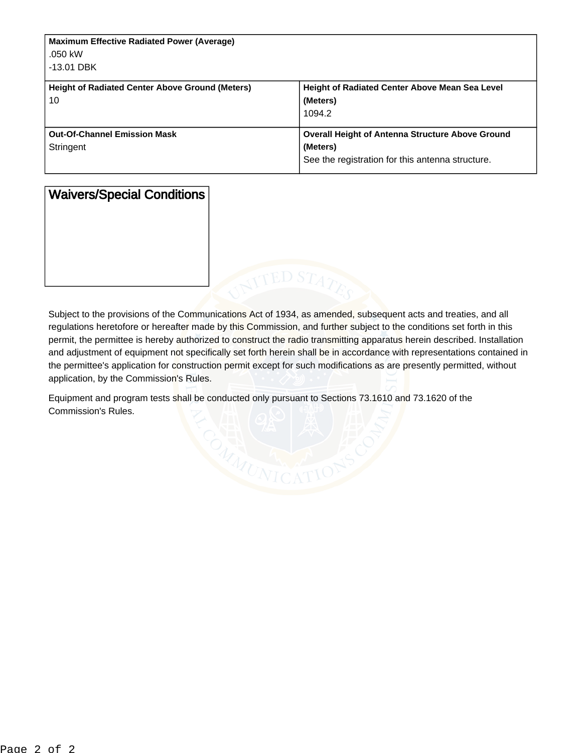| | |
|---|---|
| **Maximum Effective Radiated Power (Average)**<br>.050 kW<br>-13.01 DBK | |
| **Height of Radiated Center Above Ground (Meters)**<br>10 | **Height of Radiated Center Above Mean Sea Level (Meters)**<br>1094.2 |
| **Out-Of-Channel Emission Mask**<br>Stringent | **Overall Height of Antenna Structure Above Ground (Meters)**<br>See the registration for this antenna structure. |

## Waivers/Special Conditions

Subject to the provisions of the Communications Act of 1934, as amended, subsequent acts and treaties, and all regulations heretofore or hereafter made by this Commission, and further subject to the conditions set forth in this permit, the permittee is hereby authorized to construct the radio transmitting apparatus herein described. Installation and adjustment of equipment not specifically set forth herein shall be in accordance with representations contained in the permittee's application for construction permit except for such modifications as are presently permitted, without application, by the Commission's Rules.

Equipment and program tests shall be conducted only pursuant to Sections 73.1610 and 73.1620 of the Commission's Rules.